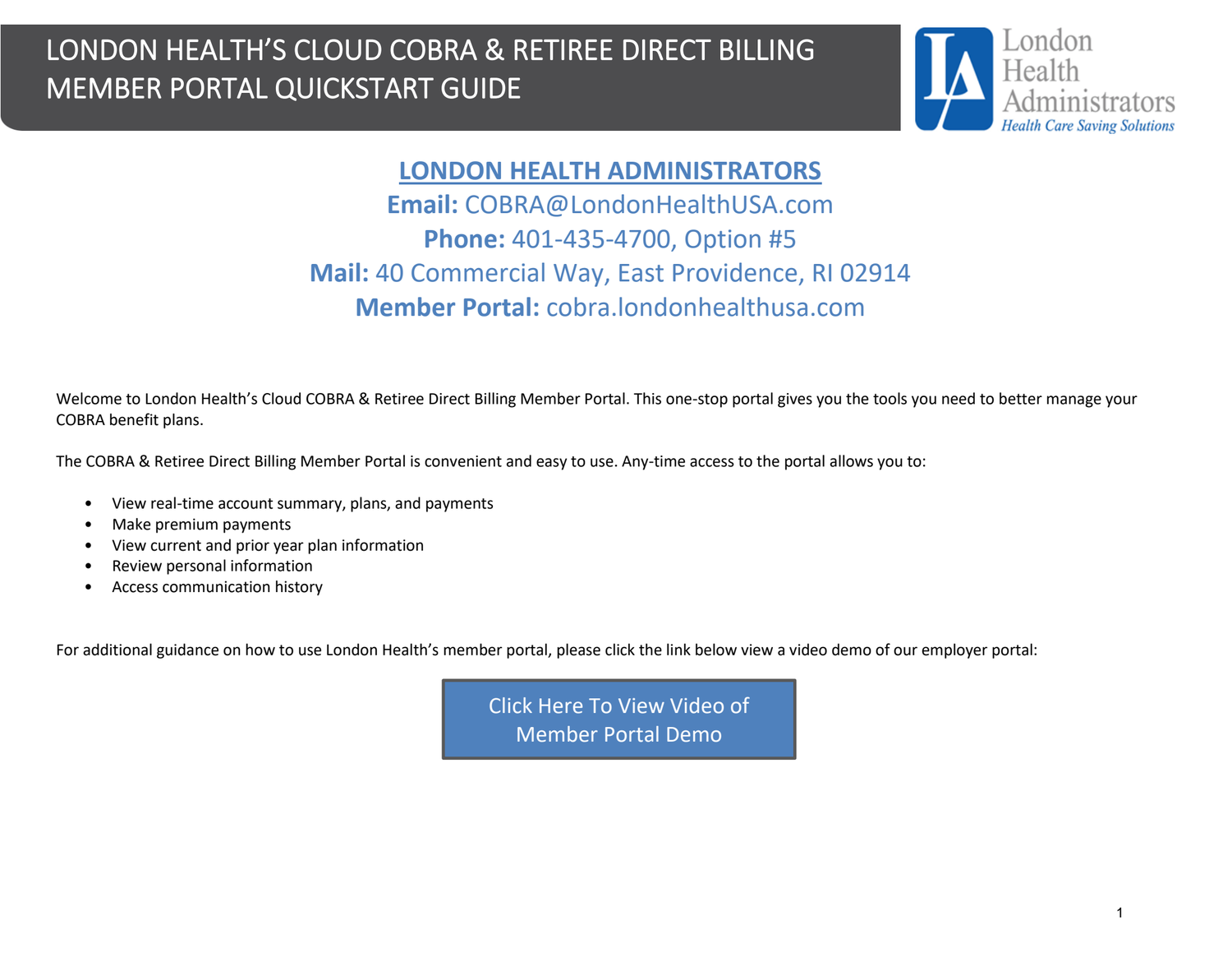# LONDON HEALTH'S CLOUD COBRA & RETIREE DIRECT BILLING MEMBER PORTAL QUICKSTART GUIDE

London Health Administrators
*Health Care Saving Solutions*

## LONDON HEALTH ADMINISTRATORS

**Email:** COBRA@LondonHealthUSA.com
**Phone:** 401-435-4700, Option #5
**Mail:** 40 Commercial Way, East Providence, RI 02914
**Member Portal:** cobra.londonhealthusa.com

Welcome to London Health's Cloud COBRA & Retiree Direct Billing Member Portal. This one-stop portal gives you the tools you need to better manage your COBRA benefit plans.

The COBRA & Retiree Direct Billing Member Portal is convenient and easy to use. Any-time access to the portal allows you to:

- View real-time account summary, plans, and payments
- Make premium payments
- View current and prior year plan information
- Review personal information
- Access communication history

For additional guidance on how to use London Health's member portal, please click the link below view a video demo of our employer portal:

Click Here To View Video of Member Portal Demo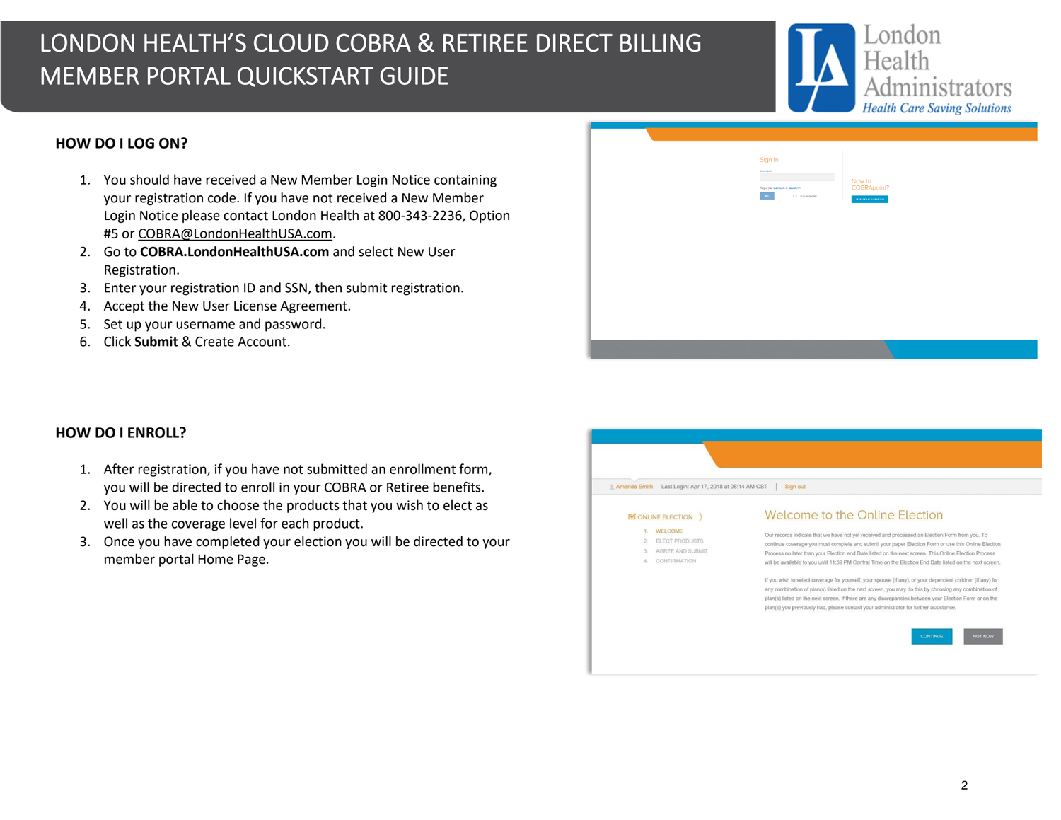# LONDON HEALTH'S CLOUD COBRA & RETIREE DIRECT BILLING MEMBER PORTAL QUICKSTART GUIDE

## HOW DO I LOG ON?

1. You should have received a New Member Login Notice containing your registration code. If you have not received a New Member Login Notice please contact London Health at 800-343-2236, Option #5 or COBRA@LondonHealthUSA.com.
2. Go to **COBRA.LondonHealthUSA.com** and select New User Registration.
3. Enter your registration ID and SSN, then submit registration.
4. Accept the New User License Agreement.
5. Set up your username and password.
6. Click **Submit** & Create Account.

## HOW DO I ENROLL?

1. After registration, if you have not submitted an enrollment form, you will be directed to enroll in your COBRA or Retiree benefits.
2. You will be able to choose the products that you wish to elect as well as the coverage level for each product.
3. Once you have completed your election you will be directed to your member portal Home Page.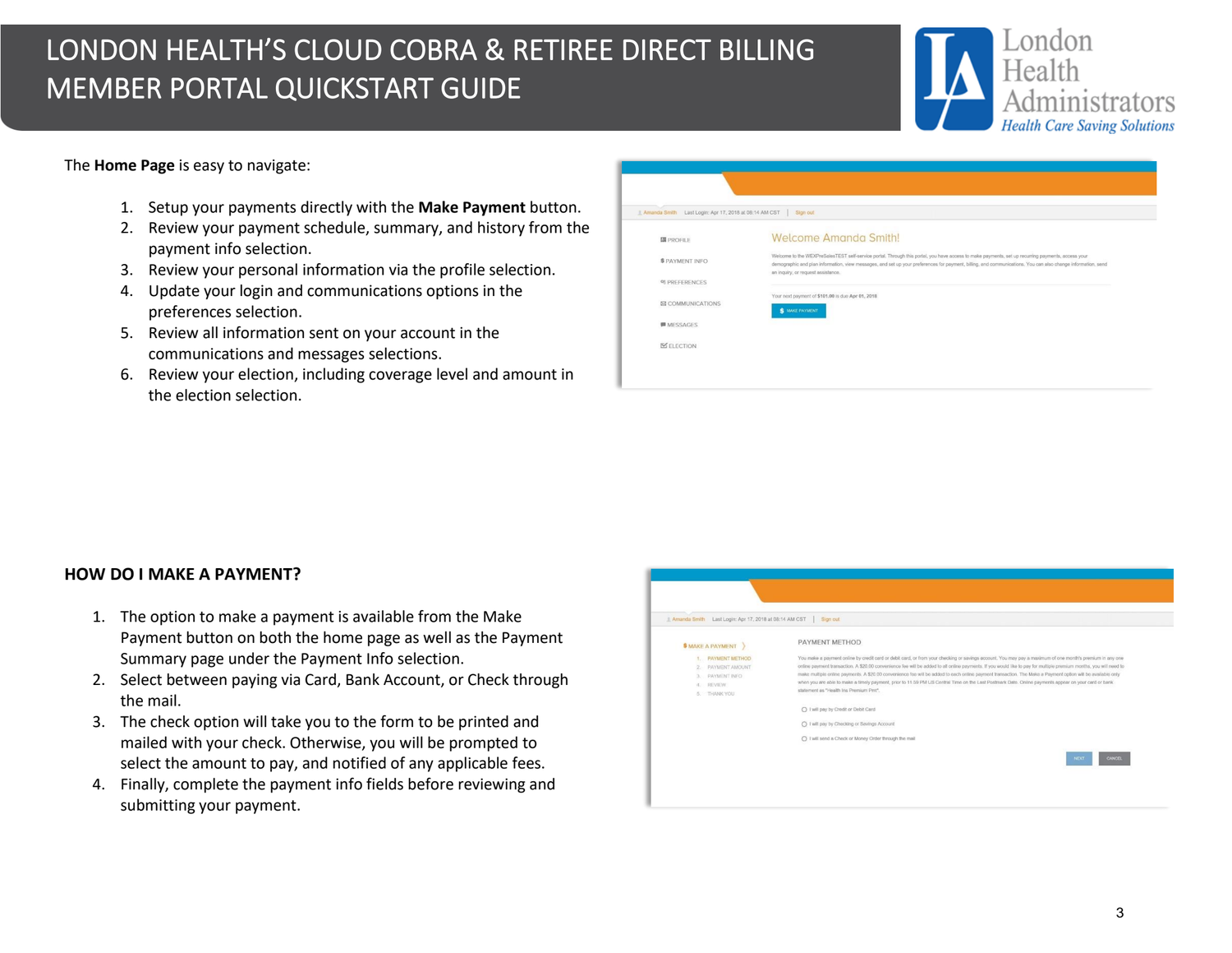# LONDON HEALTH'S CLOUD COBRA & RETIREE DIRECT BILLING MEMBER PORTAL QUICKSTART GUIDE

The **Home Page** is easy to navigate:

1. Setup your payments directly with the **Make Payment** button.
2. Review your payment schedule, summary, and history from the payment info selection.
3. Review your personal information via the profile selection.
4. Update your login and communications options in the preferences selection.
5. Review all information sent on your account in the communications and messages selections.
6. Review your election, including coverage level and amount in the election selection.

## HOW DO I MAKE A PAYMENT?

1. The option to make a payment is available from the Make Payment button on both the home page as well as the Payment Summary page under the Payment Info selection.
2. Select between paying via Card, Bank Account, or Check through the mail.
3. The check option will take you to the form to be printed and mailed with your check. Otherwise, you will be prompted to select the amount to pay, and notified of any applicable fees.
4. Finally, complete the payment info fields before reviewing and submitting your payment.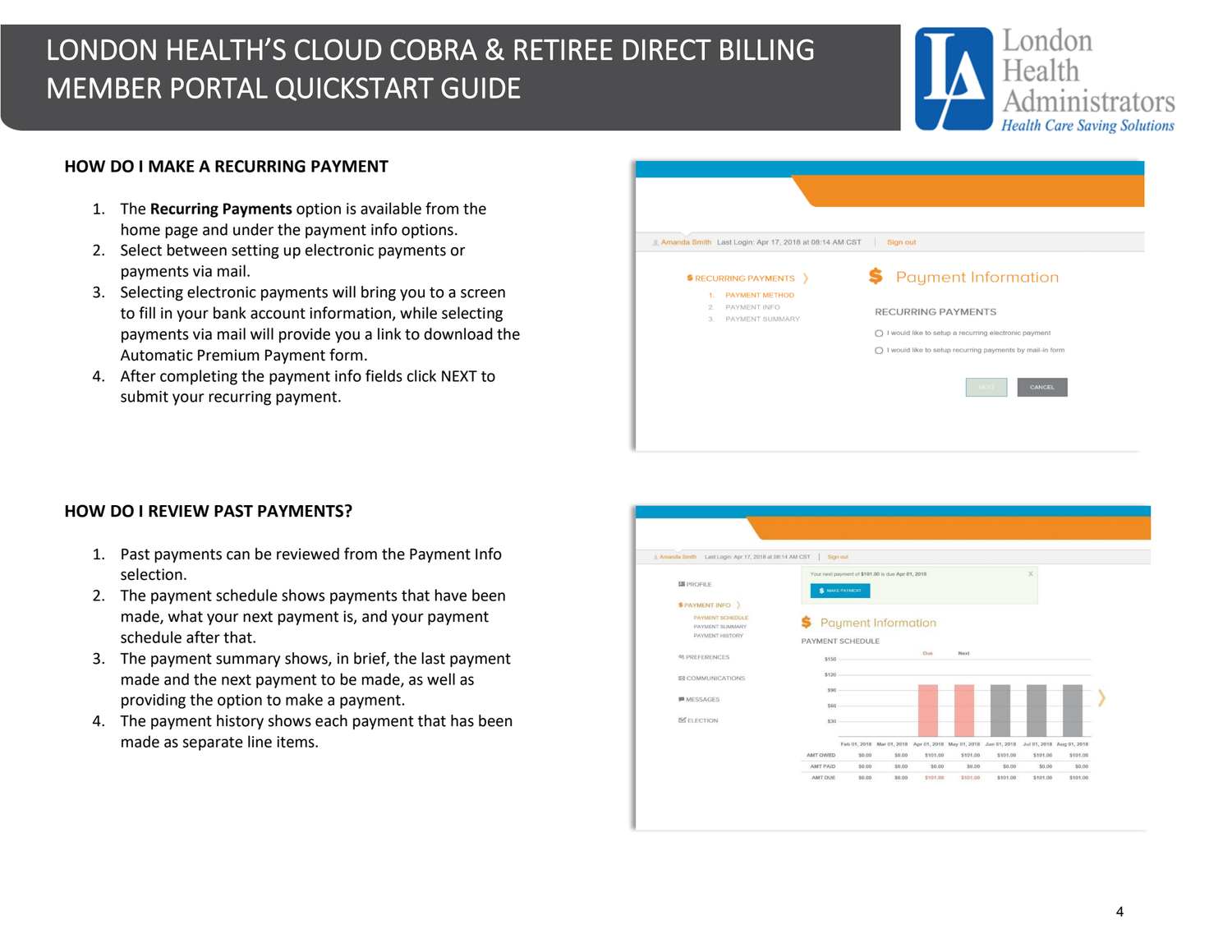# LONDON HEALTH'S CLOUD COBRA & RETIREE DIRECT BILLING MEMBER PORTAL QUICKSTART GUIDE

London Health Administrators
*Health Care Saving Solutions*

## HOW DO I MAKE A RECURRING PAYMENT

1. The **Recurring Payments** option is available from the home page and under the payment info options.
2. Select between setting up electronic payments or payments via mail.
3. Selecting electronic payments will bring you to a screen to fill in your bank account information, while selecting payments via mail will provide you a link to download the Automatic Premium Payment form.
4. After completing the payment info fields click NEXT to submit your recurring payment.

## HOW DO I REVIEW PAST PAYMENTS?

1. Past payments can be reviewed from the Payment Info selection.
2. The payment schedule shows payments that have been made, what your next payment is, and your payment schedule after that.
3. The payment summary shows, in brief, the last payment made and the next payment to be made, as well as providing the option to make a payment.
4. The payment history shows each payment that has been made as separate line items.